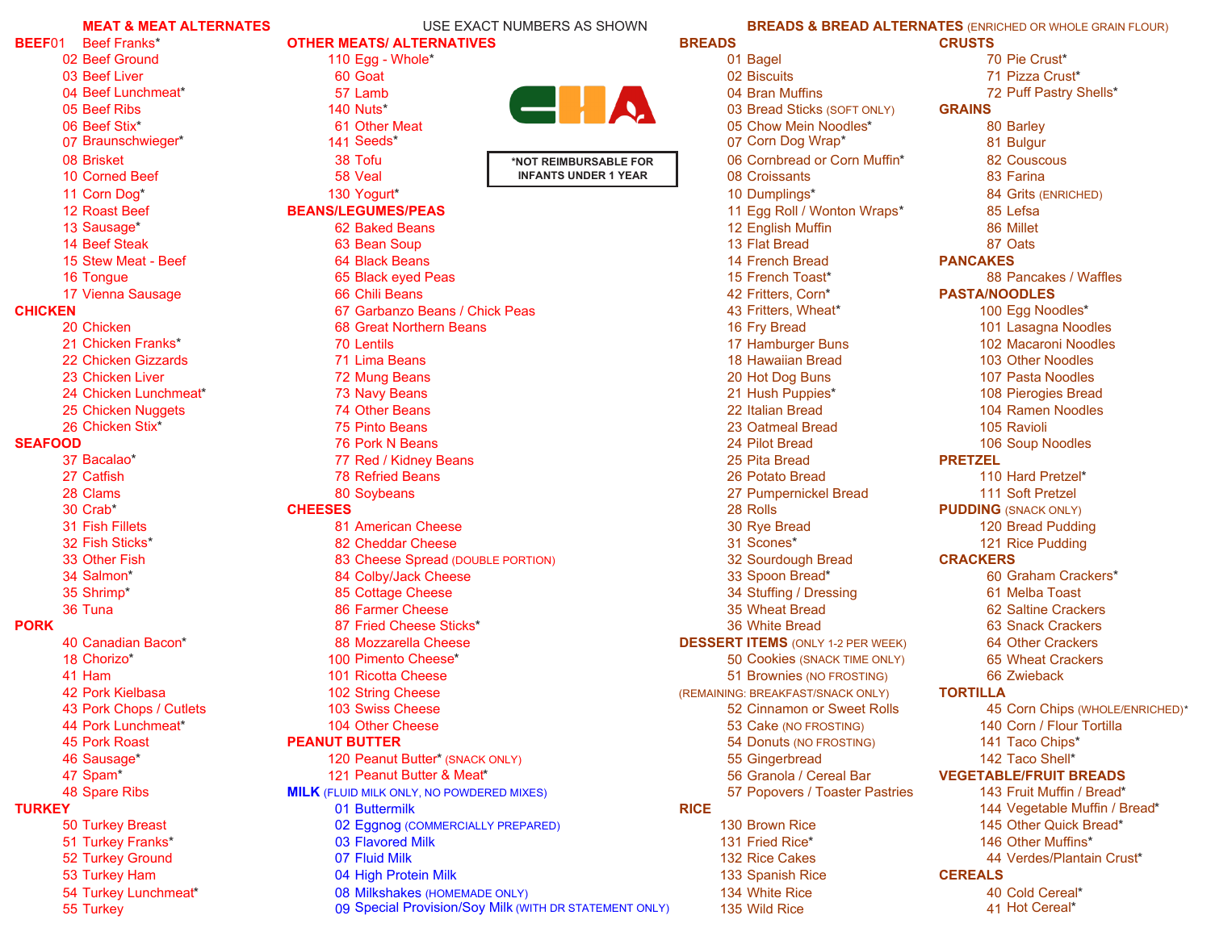USE EXACT NUMBERS AS SHOWN

CHA

*NOT REIMBURSABLE FOR INFANTS UNDER 1 YEAR

# MEAT & MEAT ALTERNATES

## BEEF

- 01 Beef Franks*
- 02 Beef Ground
- 03 Beef Liver
- 04 Beef Lunchmeat*
- 05 Beef Ribs
- 06 Beef Stix*
- 07 Braunschwieger*
- 08 Brisket
- 10 Corned Beef
- 11 Corn Dog*
- 12 Roast Beef
- 13 Sausage*
- 14 Beef Steak
- 15 Stew Meat - Beef
- 16 Tongue
- 17 Vienna Sausage

## CHICKEN

- 20 Chicken
- 21 Chicken Franks*
- 22 Chicken Gizzards
- 23 Chicken Liver
- 24 Chicken Lunchmeat*
- 25 Chicken Nuggets
- 26 Chicken Stix*

## SEAFOOD

- 37 Bacalao*
- 27 Catfish
- 28 Clams
- 30 Crab*
- 31 Fish Fillets
- 32 Fish Sticks*
- 33 Other Fish
- 34 Salmon*
- 35 Shrimp*
- 36 Tuna

## PORK

- 40 Canadian Bacon*
- 18 Chorizo*
- 41 Ham
- 42 Pork Kielbasa
- 43 Pork Chops / Cutlets
- 44 Pork Lunchmeat*
- 45 Pork Roast
- 46 Sausage*
- 47 Spam*
- 48 Spare Ribs

## TURKEY

- 50 Turkey Breast
- 51 Turkey Franks*
- 52 Turkey Ground
- 53 Turkey Ham
- 54 Turkey Lunchmeat*
- 55 Turkey

## OTHER MEATS/ ALTERNATIVES

- 110 Egg - Whole*
- 60 Goat
- 57 Lamb
- 140 Nuts*
- 61 Other Meat
- 141 Seeds*
- 38 Tofu
- 58 Veal
- 130 Yogurt*

## BEANS/LEGUMES/PEAS

- 62 Baked Beans
- 63 Bean Soup
- 64 Black Beans
- 65 Black eyed Peas
- 66 Chili Beans
- 67 Garbanzo Beans / Chick Peas
- 68 Great Northern Beans
- 70 Lentils
- 71 Lima Beans
- 72 Mung Beans
- 73 Navy Beans
- 74 Other Beans
- 75 Pinto Beans
- 76 Pork N Beans
- 77 Red / Kidney Beans
- 78 Refried Beans
- 80 Soybeans

## CHEESES

- 81 American Cheese
- 82 Cheddar Cheese
- 83 Cheese Spread (DOUBLE PORTION)
- 84 Colby/Jack Cheese
- 85 Cottage Cheese
- 86 Farmer Cheese
- 87 Fried Cheese Sticks*
- 88 Mozzarella Cheese
- 100 Pimento Cheese*
- 101 Ricotta Cheese
- 102 String Cheese
- 103 Swiss Cheese
- 104 Other Cheese

## PEANUT BUTTER

- 120 Peanut Butter* (SNACK ONLY)
- 121 Peanut Butter & Meat*

## MILK (FLUID MILK ONLY, NO POWDERED MIXES)

- 01 Buttermilk
- 02 Eggnog (COMMERCIALLY PREPARED)
- 03 Flavored Milk
- 07 Fluid Milk
- 04 High Protein Milk
- 08 Milkshakes (HOMEMADE ONLY)
- 09 Special Provision/Soy Milk (WITH DR STATEMENT ONLY)

# BREADS & BREAD ALTERNATES (ENRICHED OR WHOLE GRAIN FLOUR)

## BREADS

- 01 Bagel
- 02 Biscuits
- 04 Bran Muffins
- 03 Bread Sticks (SOFT ONLY)
- 05 Chow Mein Noodles*
- 07 Corn Dog Wrap*
- 06 Cornbread or Corn Muffin*
- 08 Croissants
- 10 Dumplings*
- 11 Egg Roll / Wonton Wraps*
- 12 English Muffin
- 13 Flat Bread
- 14 French Bread
- 15 French Toast*
- 42 Fritters, Corn*
- 43 Fritters, Wheat*
- 16 Fry Bread
- 17 Hamburger Buns
- 18 Hawaiian Bread
- 20 Hot Dog Buns
- 21 Hush Puppies*
- 22 Italian Bread
- 23 Oatmeal Bread
- 24 Pilot Bread
- 25 Pita Bread
- 26 Potato Bread
- 27 Pumpernickel Bread
- 28 Rolls
- 30 Rye Bread
- 31 Scones*
- 32 Sourdough Bread
- 33 Spoon Bread*
- 34 Stuffing / Dressing
- 35 Wheat Bread
- 36 White Bread

## DESSERT ITEMS (ONLY 1-2 PER WEEK)

- 50 Cookies (SNACK TIME ONLY)
- 51 Brownies (NO FROSTING)

(REMAINING: BREAKFAST/SNACK ONLY)

- 52 Cinnamon or Sweet Rolls
- 53 Cake (NO FROSTING)
- 54 Donuts (NO FROSTING)
- 55 Gingerbread
- 56 Granola / Cereal Bar
- 57 Popovers / Toaster Pastries

## RICE

- 130 Brown Rice
- 131 Fried Rice*
- 132 Rice Cakes
- 133 Spanish Rice
- 134 White Rice
- 135 Wild Rice

## CRUSTS

- 70 Pie Crust*
- 71 Pizza Crust*
- 72 Puff Pastry Shells*

## GRAINS

- 80 Barley
- 81 Bulgur
- 82 Couscous
- 83 Farina
- 84 Grits (ENRICHED)
- 85 Lefsa
- 86 Millet
- 87 Oats

## PANCAKES

- 88 Pancakes / Waffles

## PASTA/NOODLES

- 100 Egg Noodles*
- 101 Lasagna Noodles
- 102 Macaroni Noodles
- 103 Other Noodles
- 107 Pasta Noodles
- 108 Pierogies Bread
- 104 Ramen Noodles
- 105 Ravioli
- 106 Soup Noodles

## PRETZEL

- 110 Hard Pretzel*
- 111 Soft Pretzel

## PUDDING (SNACK ONLY)

- 120 Bread Pudding
- 121 Rice Pudding

## CRACKERS

- 60 Graham Crackers*
- 61 Melba Toast
- 62 Saltine Crackers
- 63 Snack Crackers
- 64 Other Crackers
- 65 Wheat Crackers
- 66 Zwieback

## TORTILLA

- 45 Corn Chips (WHOLE/ENRICHED)*
- 140 Corn / Flour Tortilla
- 141 Taco Chips*
- 142 Taco Shell*

## VEGETABLE/FRUIT BREADS

- 143 Fruit Muffin / Bread*
- 144 Vegetable Muffin / Bread*
- 145 Other Quick Bread*
- 146 Other Muffins*
- 44 Verdes/Plantain Crust*

## CEREALS

- 40 Cold Cereal*
- 41 Hot Cereal*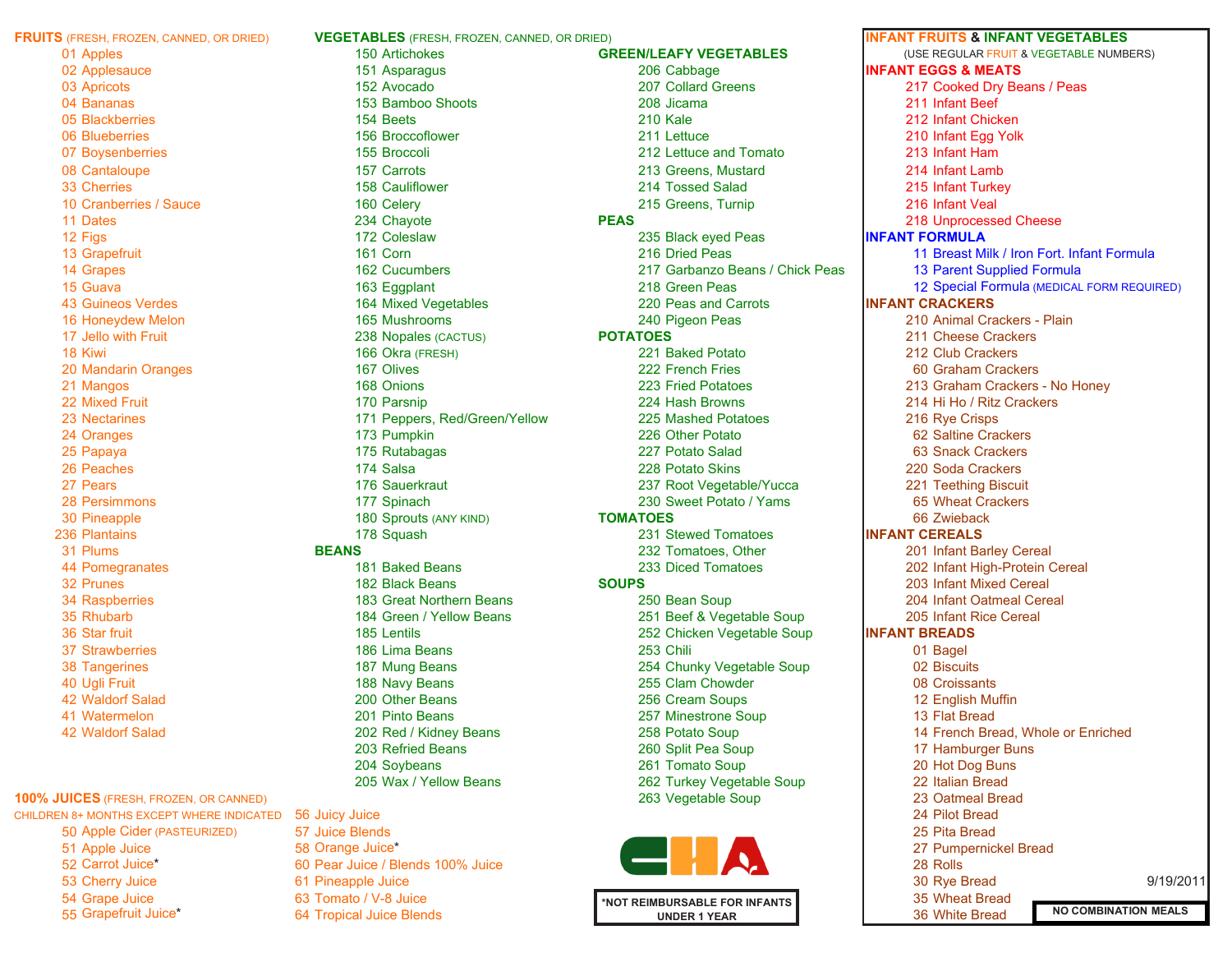## FRUITS (FRESH, FROZEN, CANNED, OR DRIED)

01 Apples
02 Applesauce
03 Apricots
04 Bananas
05 Blackberries
06 Blueberries
07 Boysenberries
08 Cantaloupe
33 Cherries
10 Cranberries / Sauce
11 Dates
12 Figs
13 Grapefruit
14 Grapes
15 Guava
43 Guineos Verdes
16 Honeydew Melon
17 Jello with Fruit
18 Kiwi
20 Mandarin Oranges
21 Mangos
22 Mixed Fruit
23 Nectarines
24 Oranges
25 Papaya
26 Peaches
27 Pears
28 Persimmons
30 Pineapple
236 Plantains
31 Plums
44 Pomegranates
32 Prunes
34 Raspberries
35 Rhubarb
36 Star fruit
37 Strawberries
38 Tangerines
40 Ugli Fruit
42 Waldorf Salad
41 Watermelon
42 Waldorf Salad

## 100% JUICES (FRESH, FROZEN, OR CANNED)

CHILDREN 8+ MONTHS EXCEPT WHERE INDICATED

50 Apple Cider (PASTEURIZED)
51 Apple Juice
52 Carrot Juice*
53 Cherry Juice
54 Grape Juice
55 Grapefruit Juice*
56 Juicy Juice
57 Juice Blends
58 Orange Juice*
60 Pear Juice / Blends 100% Juice
61 Pineapple Juice
63 Tomato / V-8 Juice
64 Tropical Juice Blends

## VEGETABLES (FRESH, FROZEN, CANNED, OR DRIED)

150 Artichokes
151 Asparagus
152 Avocado
153 Bamboo Shoots
154 Beets
156 Broccoflower
155 Broccoli
157 Carrots
158 Cauliflower
160 Celery
234 Chayote
172 Coleslaw
161 Corn
162 Cucumbers
163 Eggplant
164 Mixed Vegetables
165 Mushrooms
238 Nopales (CACTUS)
166 Okra (FRESH)
167 Olives
168 Onions
170 Parsnip
171 Peppers, Red/Green/Yellow
173 Pumpkin
175 Rutabagas
174 Salsa
176 Sauerkraut
177 Spinach
180 Sprouts (ANY KIND)
178 Squash

### BEANS

181 Baked Beans
182 Black Beans
183 Great Northern Beans
184 Green / Yellow Beans
185 Lentils
186 Lima Beans
187 Mung Beans
188 Navy Beans
200 Other Beans
201 Pinto Beans
202 Red / Kidney Beans
203 Refried Beans
204 Soybeans
205 Wax / Yellow Beans

### GREEN/LEAFY VEGETABLES

206 Cabbage
207 Collard Greens
208 Jicama
210 Kale
211 Lettuce
212 Lettuce and Tomato
213 Greens, Mustard
214 Tossed Salad
215 Greens, Turnip

### PEAS

235 Black eyed Peas
216 Dried Peas
217 Garbanzo Beans / Chick Peas
218 Green Peas
220 Peas and Carrots
240 Pigeon Peas

### POTATOES

221 Baked Potato
222 French Fries
223 Fried Potatoes
224 Hash Browns
225 Mashed Potatoes
226 Other Potato
227 Potato Salad
228 Potato Skins
237 Root Vegetable/Yucca
230 Sweet Potato / Yams

### TOMATOES

231 Stewed Tomatoes
232 Tomatoes, Other
233 Diced Tomatoes

### SOUPS

250 Bean Soup
251 Beef & Vegetable Soup
252 Chicken Vegetable Soup
253 Chili
254 Chunky Vegetable Soup
255 Clam Chowder
256 Cream Soups
257 Minestrone Soup
258 Potato Soup
260 Split Pea Soup
261 Tomato Soup
262 Turkey Vegetable Soup
263 Vegetable Soup

CHA

*NOT REIMBURSABLE FOR INFANTS UNDER 1 YEAR

## INFANT FRUITS & INFANT VEGETABLES

(USE REGULAR FRUIT & VEGETABLE NUMBERS)

## INFANT EGGS & MEATS

217 Cooked Dry Beans / Peas
211 Infant Beef
212 Infant Chicken
210 Infant Egg Yolk
213 Infant Ham
214 Infant Lamb
215 Infant Turkey
216 Infant Veal
218 Unprocessed Cheese

## INFANT FORMULA

11 Breast Milk / Iron Fort. Infant Formula
13 Parent Supplied Formula
12 Special Formula (MEDICAL FORM REQUIRED)

## INFANT CRACKERS

210 Animal Crackers - Plain
211 Cheese Crackers
212 Club Crackers
60 Graham Crackers
213 Graham Crackers - No Honey
214 Hi Ho / Ritz Crackers
216 Rye Crisps
62 Saltine Crackers
63 Snack Crackers
220 Soda Crackers
221 Teething Biscuit
65 Wheat Crackers
66 Zwieback

## INFANT CEREALS

201 Infant Barley Cereal
202 Infant High-Protein Cereal
203 Infant Mixed Cereal
204 Infant Oatmeal Cereal
205 Infant Rice Cereal

## INFANT BREADS

01 Bagel
02 Biscuits
08 Croissants
12 English Muffin
13 Flat Bread
14 French Bread, Whole or Enriched
17 Hamburger Buns
20 Hot Dog Buns
22 Italian Bread
23 Oatmeal Bread
24 Pilot Bread
25 Pita Bread
27 Pumpernickel Bread
28 Rolls
30 Rye Bread
35 Wheat Bread
36 White Bread

9/19/2011

**NO COMBINATION MEALS**